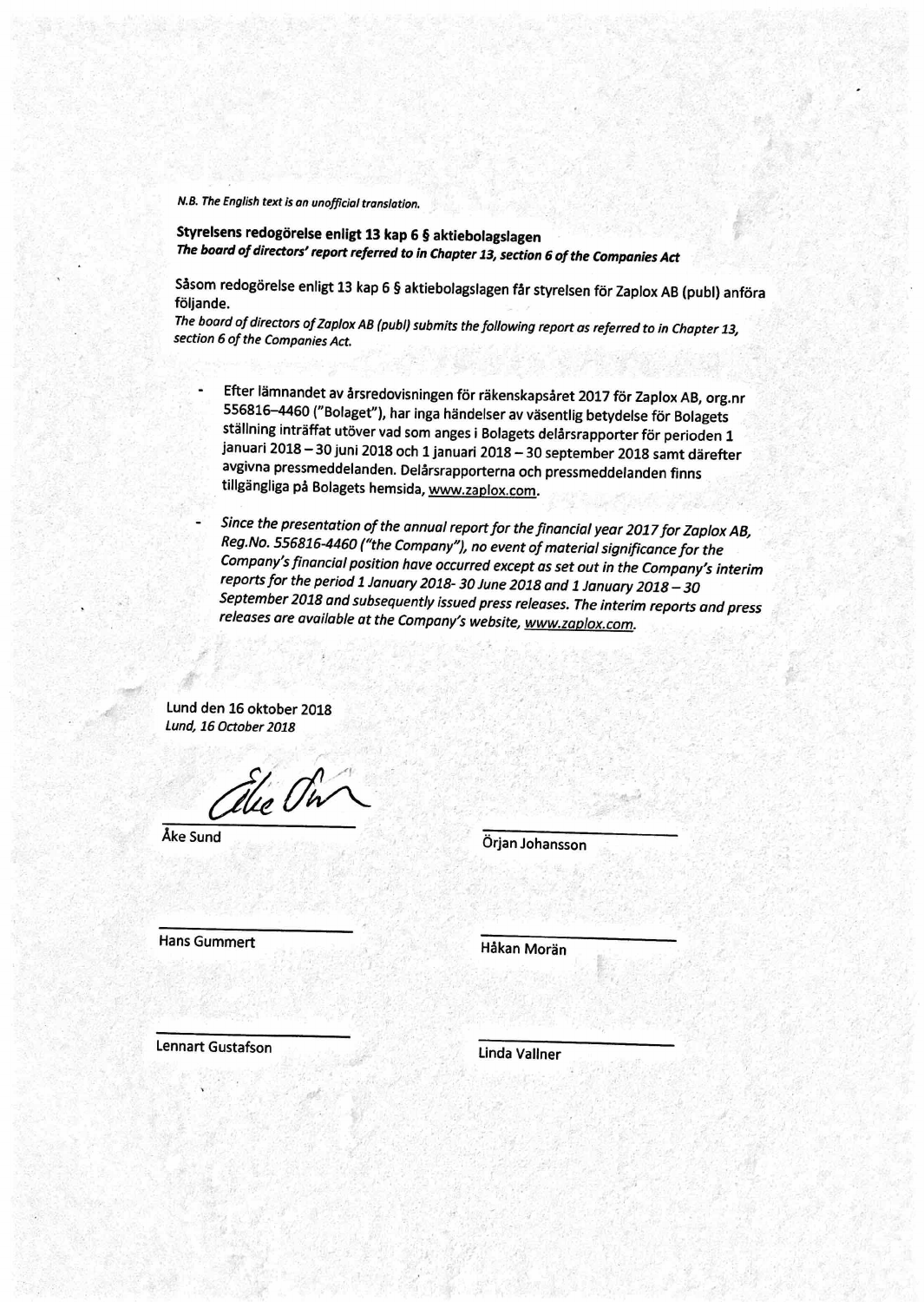*N.B. The English text is an unofficial translation.*

**Styrelsens redogörelse enligt 13 kap 6 § aktiebolagslagen**
***The board of directors' report referred to in Chapter 13, section 6 of the Companies Act***

Såsom redogörelse enligt 13 kap 6 § aktiebolagslagen får styrelsen för Zaplox AB (publ) anföra följande.
*The board of directors of Zaplox AB (publ) submits the following report as referred to in Chapter 13, section 6 of the Companies Act.*

- Efter lämnandet av årsredovisningen för räkenskapsåret 2017 för Zaplox AB, org.nr 556816–4460 ("Bolaget"), har inga händelser av väsentlig betydelse för Bolagets ställning inträffat utöver vad som anges i Bolagets delårsrapporter för perioden 1 januari 2018 – 30 juni 2018 och 1 januari 2018 – 30 september 2018 samt därefter avgivna pressmeddelanden. Delårsrapporterna och pressmeddelanden finns tillgängliga på Bolagets hemsida, www.zaplox.com.

- *Since the presentation of the annual report for the financial year 2017 for Zaplox AB, Reg.No. 556816-4460 ("the Company"), no event of material significance for the Company's financial position have occurred except as set out in the Company's interim reports for the period 1 January 2018- 30 June 2018 and 1 January 2018 – 30 September 2018 and subsequently issued press releases. The interim reports and press releases are available at the Company's website, www.zaplox.com.*

Lund den 16 oktober 2018
*Lund, 16 October 2018*

| | |
|---|---|
| Åke Sund | Örjan Johansson |
| Hans Gummert | Håkan Morän |
| Lennart Gustafson | Linda Vallner |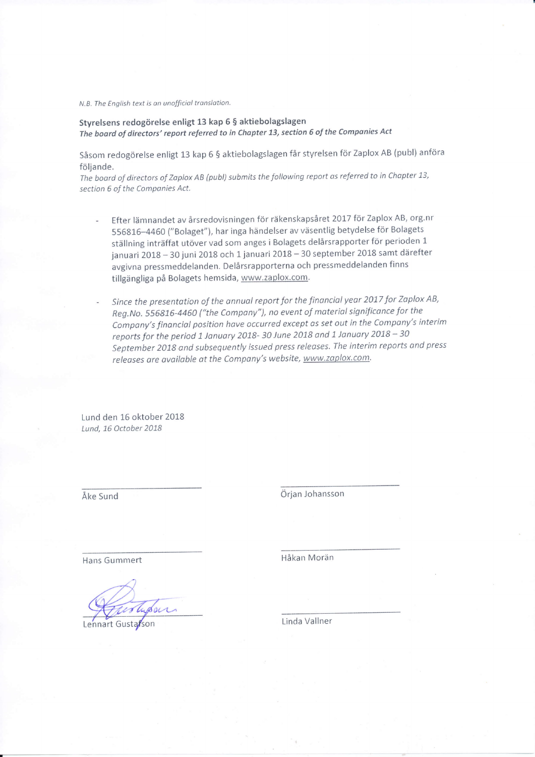*N.B. The English text is an unofficial translation.*

**Styrelsens redogörelse enligt 13 kap 6 § aktiebolagslagen**
***The board of directors' report referred to in Chapter 13, section 6 of the Companies Act***

Såsom redogörelse enligt 13 kap 6 § aktiebolagslagen får styrelsen för Zaplox AB (publ) anföra följande.
*The board of directors of Zaplox AB (publ) submits the following report as referred to in Chapter 13, section 6 of the Companies Act.*

- Efter lämnandet av årsredovisningen för räkenskapsåret 2017 för Zaplox AB, org.nr 556816–4460 ("Bolaget"), har inga händelser av väsentlig betydelse för Bolagets ställning inträffat utöver vad som anges i Bolagets delårsrapporter för perioden 1 januari 2018 – 30 juni 2018 och 1 januari 2018 – 30 september 2018 samt därefter avgivna pressmeddelanden. Delårsrapporterna och pressmeddelanden finns tillgängliga på Bolagets hemsida, www.zaplox.com.

- *Since the presentation of the annual report for the financial year 2017 for Zaplox AB, Reg.No. 556816-4460 ("the Company"), no event of material significance for the Company's financial position have occurred except as set out in the Company's interim reports for the period 1 January 2018- 30 June 2018 and 1 January 2018 – 30 September 2018 and subsequently issued press releases. The interim reports and press releases are available at the Company's website, www.zaplox.com.*

Lund den 16 oktober 2018
*Lund, 16 October 2018*

| | |
|---|---|
| Åke Sund | Örjan Johansson |
| Hans Gummert | Håkan Morän |
| Lennart Gustafson | Linda Vallner |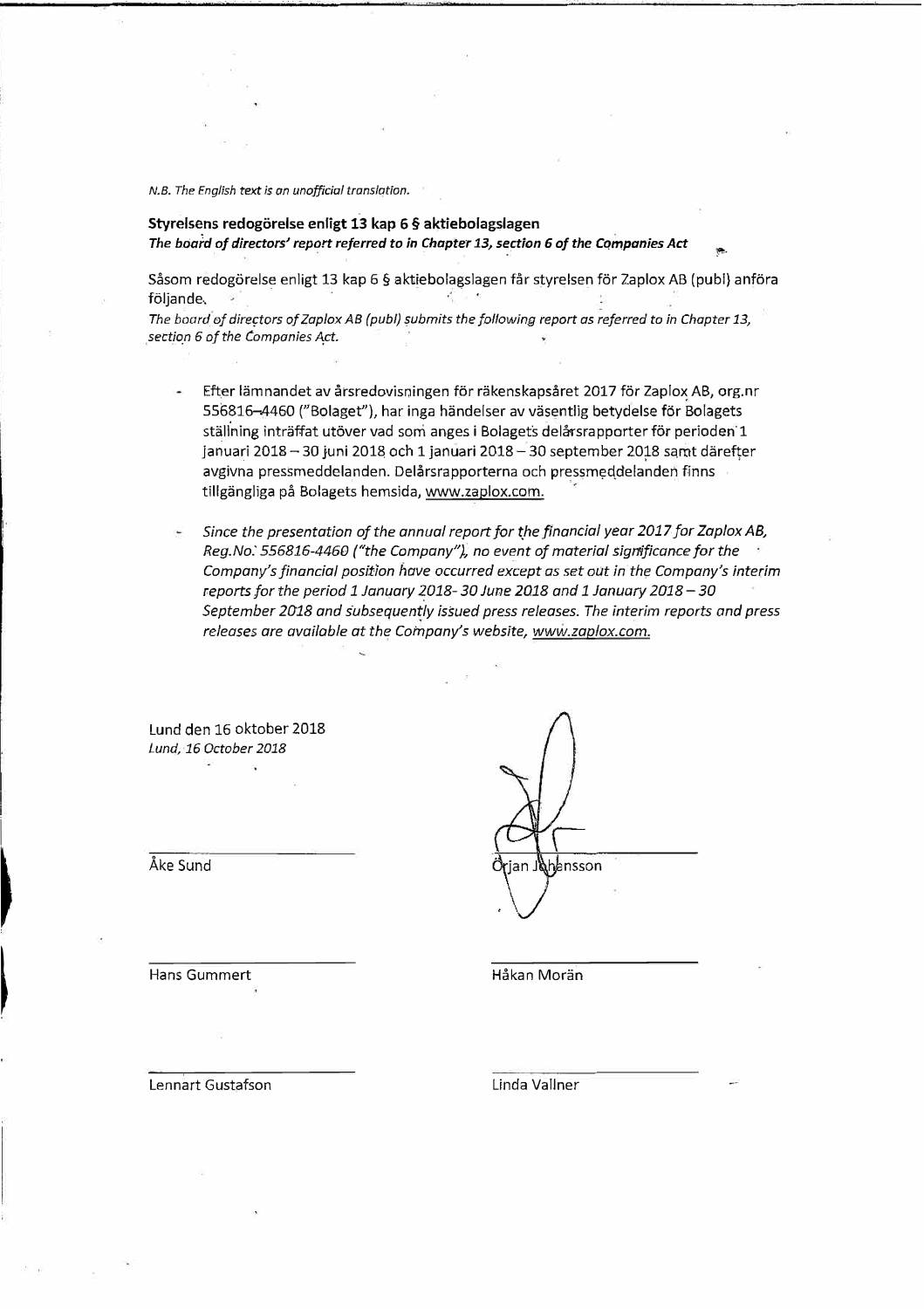*N.B. The English text is an unofficial translation.*

**Styrelsens redogörelse enligt 13 kap 6 § aktiebolagslagen**
***The board of directors' report referred to in Chapter 13, section 6 of the Companies Act***

Såsom redogörelse enligt 13 kap 6 § aktiebolagslagen får styrelsen för Zaplox AB (publ) anföra följande.
*The board of directors of Zaplox AB (publ) submits the following report as referred to in Chapter 13, section 6 of the Companies Act.*

- Efter lämnandet av årsredovisningen för räkenskapsåret 2017 för Zaplox AB, org.nr 556816-4460 ("Bolaget"), har inga händelser av väsentlig betydelse för Bolagets ställning inträffat utöver vad som anges i Bolagets delårsrapporter för perioden 1 januari 2018 – 30 juni 2018 och 1 januari 2018 – 30 september 2018 samt därefter avgivna pressmeddelanden. Delårsrapporterna och pressmeddelanden finns tillgängliga på Bolagets hemsida, www.zaplox.com.

- *Since the presentation of the annual report for the financial year 2017 for Zaplox AB, Reg.No: 556816-4460 ("the Company"), no event of material significance for the Company's financial position have occurred except as set out in the Company's interim reports for the period 1 January 2018- 30 June 2018 and 1 January 2018 – 30 September 2018 and subsequently issued press releases. The interim reports and press releases are available at the Company's website, www.zaplox.com.*

Lund den 16 oktober 2018
*Lund, 16 October 2018*

| | |
|---|---|
| Åke Sund | Örjan Johansson |
| Hans Gummert | Håkan Morän |
| Lennart Gustafson | Linda Vallner |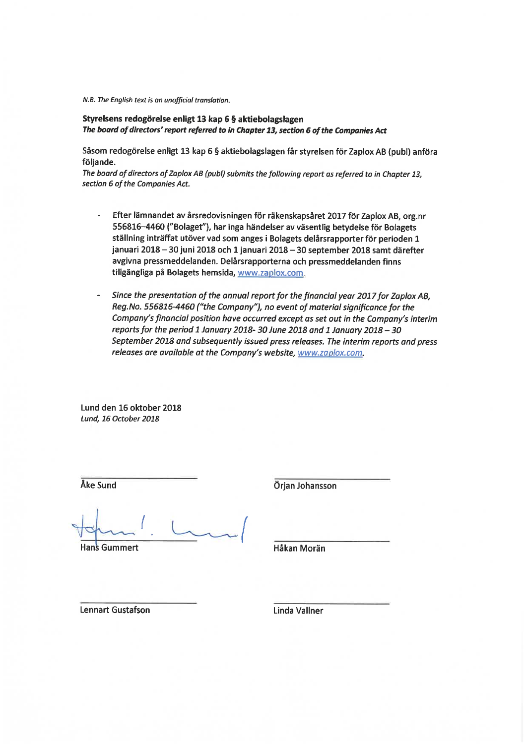*N.B. The English text is an unofficial translation.*

**Styrelsens redogörelse enligt 13 kap 6 § aktiebolagslagen**
***The board of directors' report referred to in Chapter 13, section 6 of the Companies Act***

Såsom redogörelse enligt 13 kap 6 § aktiebolagslagen får styrelsen för Zaplox AB (publ) anföra följande.
*The board of directors of Zaplox AB (publ) submits the following report as referred to in Chapter 13, section 6 of the Companies Act.*

- Efter lämnandet av årsredovisningen för räkenskapsåret 2017 för Zaplox AB, org.nr 556816–4460 ("Bolaget"), har inga händelser av väsentlig betydelse för Bolagets ställning inträffat utöver vad som anges i Bolagets delårsrapporter för perioden 1 januari 2018 – 30 juni 2018 och 1 januari 2018 – 30 september 2018 samt därefter avgivna pressmeddelanden. Delårsrapporterna och pressmeddelanden finns tillgängliga på Bolagets hemsida, www.zaplox.com.

- *Since the presentation of the annual report for the financial year 2017 for Zaplox AB, Reg.No. 556816-4460 ("the Company"), no event of material significance for the Company's financial position have occurred except as set out in the Company's interim reports for the period 1 January 2018- 30 June 2018 and 1 January 2018 – 30 September 2018 and subsequently issued press releases. The interim reports and press releases are available at the Company's website, www.zaplox.com.*

Lund den 16 oktober 2018
*Lund, 16 October 2018*

| | |
|---|---|
| Åke Sund | Örjan Johansson |
| Hans Gummert | Håkan Morän |
| Lennart Gustafson | Linda Vallner |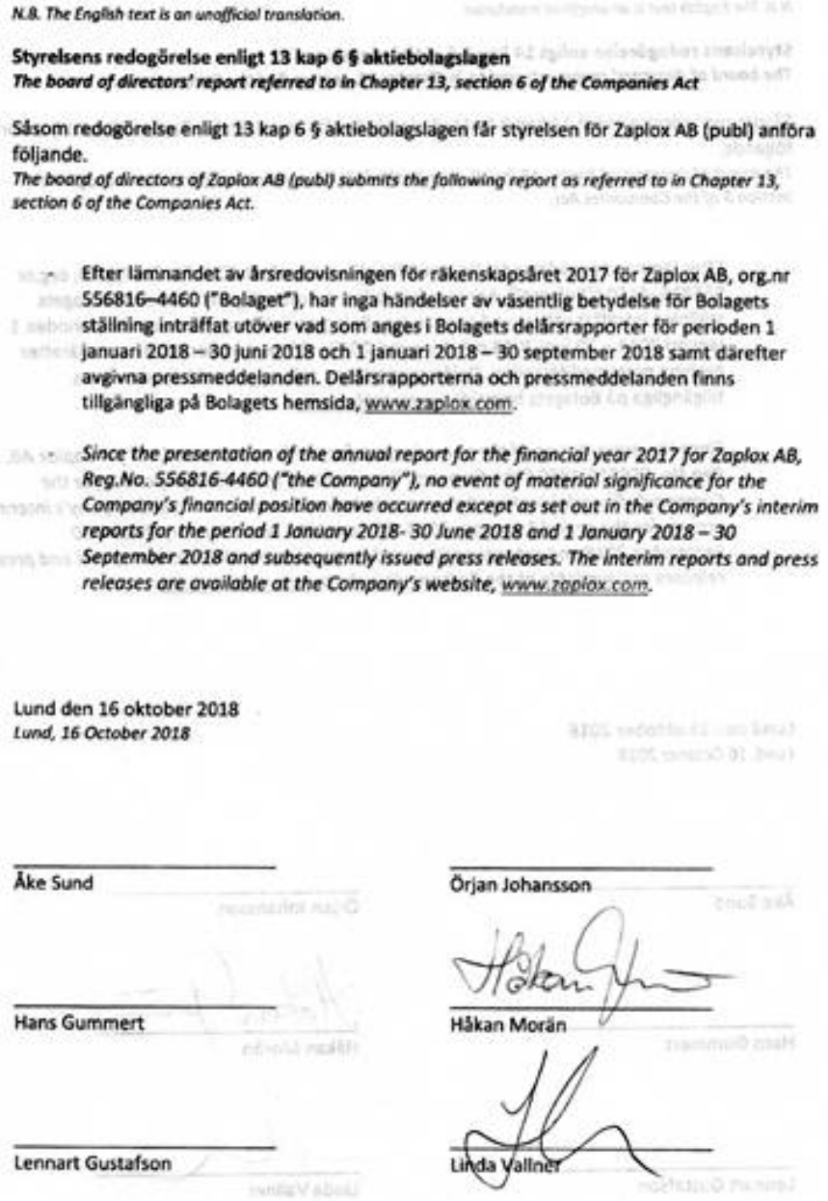*N.B. The English text is an unofficial translation.*

**Styrelsens redogörelse enligt 13 kap 6 § aktiebolagslagen**
***The board of directors' report referred to in Chapter 13, section 6 of the Companies Act***

Såsom redogörelse enligt 13 kap 6 § aktiebolagslagen får styrelsen för Zaplox AB (publ) anföra följande.
*The board of directors of Zaplox AB (publ) submits the following report as referred to in Chapter 13, section 6 of the Companies Act.*

- Efter lämnandet av årsredovisningen för räkenskapsåret 2017 för Zaplox AB, org.nr 556816-4460 ("Bolaget"), har inga händelser av väsentlig betydelse för Bolagets ställning inträffat utöver vad som anges i Bolagets delårsrapporter för perioden 1 januari 2018 – 30 juni 2018 och 1 januari 2018 – 30 september 2018 samt därefter avgivna pressmeddelanden. Delårsrapporterna och pressmeddelanden finns tillgängliga på Bolagets hemsida, www.zaplox.com.

- *Since the presentation of the annual report for the financial year 2017 for Zaplox AB, Reg.No. 556816-4460 ("the Company"), no event of material significance for the Company's financial position have occurred except as set out in the Company's interim reports for the period 1 January 2018- 30 June 2018 and 1 January 2018 – 30 September 2018 and subsequently issued press releases. The interim reports and press releases are available at the Company's website, www.zaplox.com.*

Lund den 16 oktober 2018
*Lund, 16 October 2018*

| | |
|---|---|
| Åke Sund | Örjan Johansson |
| Hans Gummert | Håkan Morän |
| Lennart Gustafson | Linda Vallner |